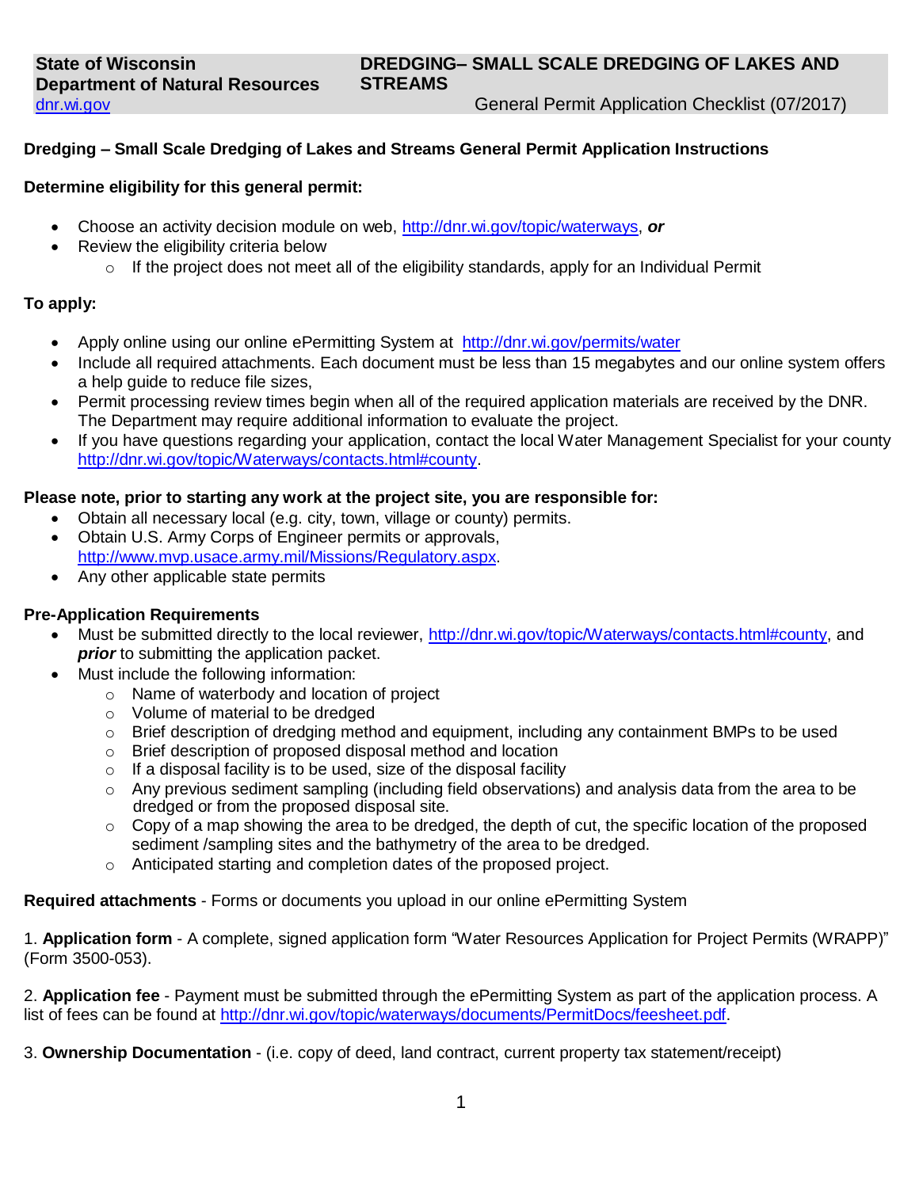**State of Wisconsin**
**Department of Natural Resources**
dnr.wi.gov

**DREDGING– SMALL SCALE DREDGING OF LAKES AND STREAMS**
General Permit Application Checklist (07/2017)

## Dredging – Small Scale Dredging of Lakes and Streams General Permit Application Instructions

### Determine eligibility for this general permit:

- Choose an activity decision module on web, http://dnr.wi.gov/topic/waterways, ***or***
- Review the eligibility criteria below
  - If the project does not meet all of the eligibility standards, apply for an Individual Permit

### To apply:

- Apply online using our online ePermitting System at http://dnr.wi.gov/permits/water
- Include all required attachments. Each document must be less than 15 megabytes and our online system offers a help guide to reduce file sizes,
- Permit processing review times begin when all of the required application materials are received by the DNR. The Department may require additional information to evaluate the project.
- If you have questions regarding your application, contact the local Water Management Specialist for your county http://dnr.wi.gov/topic/Waterways/contacts.html#county.

### Please note, prior to starting any work at the project site, you are responsible for:

- Obtain all necessary local (e.g. city, town, village or county) permits.
- Obtain U.S. Army Corps of Engineer permits or approvals, http://www.mvp.usace.army.mil/Missions/Regulatory.aspx.
- Any other applicable state permits

### Pre-Application Requirements

- Must be submitted directly to the local reviewer, http://dnr.wi.gov/topic/Waterways/contacts.html#county, and ***prior*** to submitting the application packet.
- Must include the following information:
  - Name of waterbody and location of project
  - Volume of material to be dredged
  - Brief description of dredging method and equipment, including any containment BMPs to be used
  - Brief description of proposed disposal method and location
  - If a disposal facility is to be used, size of the disposal facility
  - Any previous sediment sampling (including field observations) and analysis data from the area to be dredged or from the proposed disposal site.
  - Copy of a map showing the area to be dredged, the depth of cut, the specific location of the proposed sediment /sampling sites and the bathymetry of the area to be dredged.
  - Anticipated starting and completion dates of the proposed project.

**Required attachments** - Forms or documents you upload in our online ePermitting System

1. **Application form** - A complete, signed application form "Water Resources Application for Project Permits (WRAPP)" (Form 3500-053).

2. **Application fee** - Payment must be submitted through the ePermitting System as part of the application process. A list of fees can be found at http://dnr.wi.gov/topic/waterways/documents/PermitDocs/feesheet.pdf.

3. **Ownership Documentation** - (i.e. copy of deed, land contract, current property tax statement/receipt)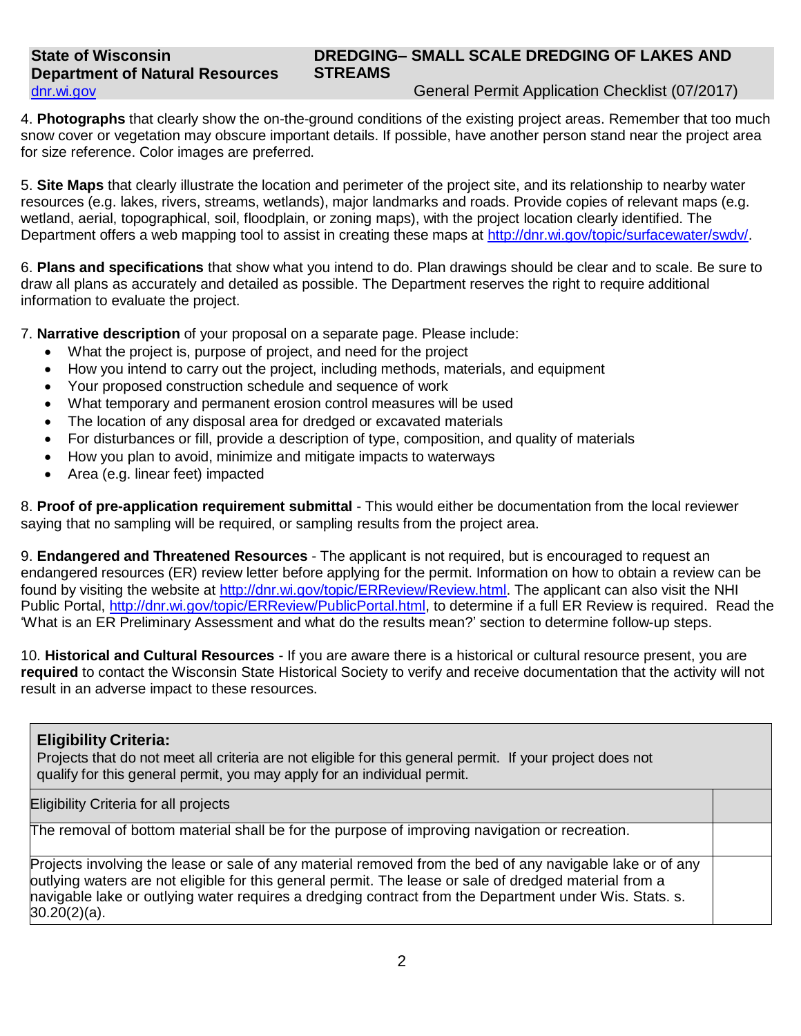4. **Photographs** that clearly show the on-the-ground conditions of the existing project areas. Remember that too much snow cover or vegetation may obscure important details. If possible, have another person stand near the project area for size reference. Color images are preferred.

5. **Site Maps** that clearly illustrate the location and perimeter of the project site, and its relationship to nearby water resources (e.g. lakes, rivers, streams, wetlands), major landmarks and roads. Provide copies of relevant maps (e.g. wetland, aerial, topographical, soil, floodplain, or zoning maps), with the project location clearly identified. The Department offers a web mapping tool to assist in creating these maps at http://dnr.wi.gov/topic/surfacewater/swdv/.

6. **Plans and specifications** that show what you intend to do. Plan drawings should be clear and to scale. Be sure to draw all plans as accurately and detailed as possible. The Department reserves the right to require additional information to evaluate the project.

7. **Narrative description** of your proposal on a separate page. Please include:

- What the project is, purpose of project, and need for the project
- How you intend to carry out the project, including methods, materials, and equipment
- Your proposed construction schedule and sequence of work
- What temporary and permanent erosion control measures will be used
- The location of any disposal area for dredged or excavated materials
- For disturbances or fill, provide a description of type, composition, and quality of materials
- How you plan to avoid, minimize and mitigate impacts to waterways
- Area (e.g. linear feet) impacted

8. **Proof of pre-application requirement submittal** - This would either be documentation from the local reviewer saying that no sampling will be required, or sampling results from the project area.

9. **Endangered and Threatened Resources** - The applicant is not required, but is encouraged to request an endangered resources (ER) review letter before applying for the permit. Information on how to obtain a review can be found by visiting the website at http://dnr.wi.gov/topic/ERReview/Review.html. The applicant can also visit the NHI Public Portal, http://dnr.wi.gov/topic/ERReview/PublicPortal.html, to determine if a full ER Review is required. Read the 'What is an ER Preliminary Assessment and what do the results mean?' section to determine follow-up steps.

10. **Historical and Cultural Resources** - If you are aware there is a historical or cultural resource present, you are **required** to contact the Wisconsin State Historical Society to verify and receive documentation that the activity will not result in an adverse impact to these resources.

**Eligibility Criteria:**
Projects that do not meet all criteria are not eligible for this general permit. If your project does not qualify for this general permit, you may apply for an individual permit.

| Eligibility Criteria for all projects | |
|---|---|
| The removal of bottom material shall be for the purpose of improving navigation or recreation. | |
| Projects involving the lease or sale of any material removed from the bed of any navigable lake or of any outlying waters are not eligible for this general permit. The lease or sale of dredged material from a navigable lake or outlying water requires a dredging contract from the Department under Wis. Stats. s. 30.20(2)(a). | |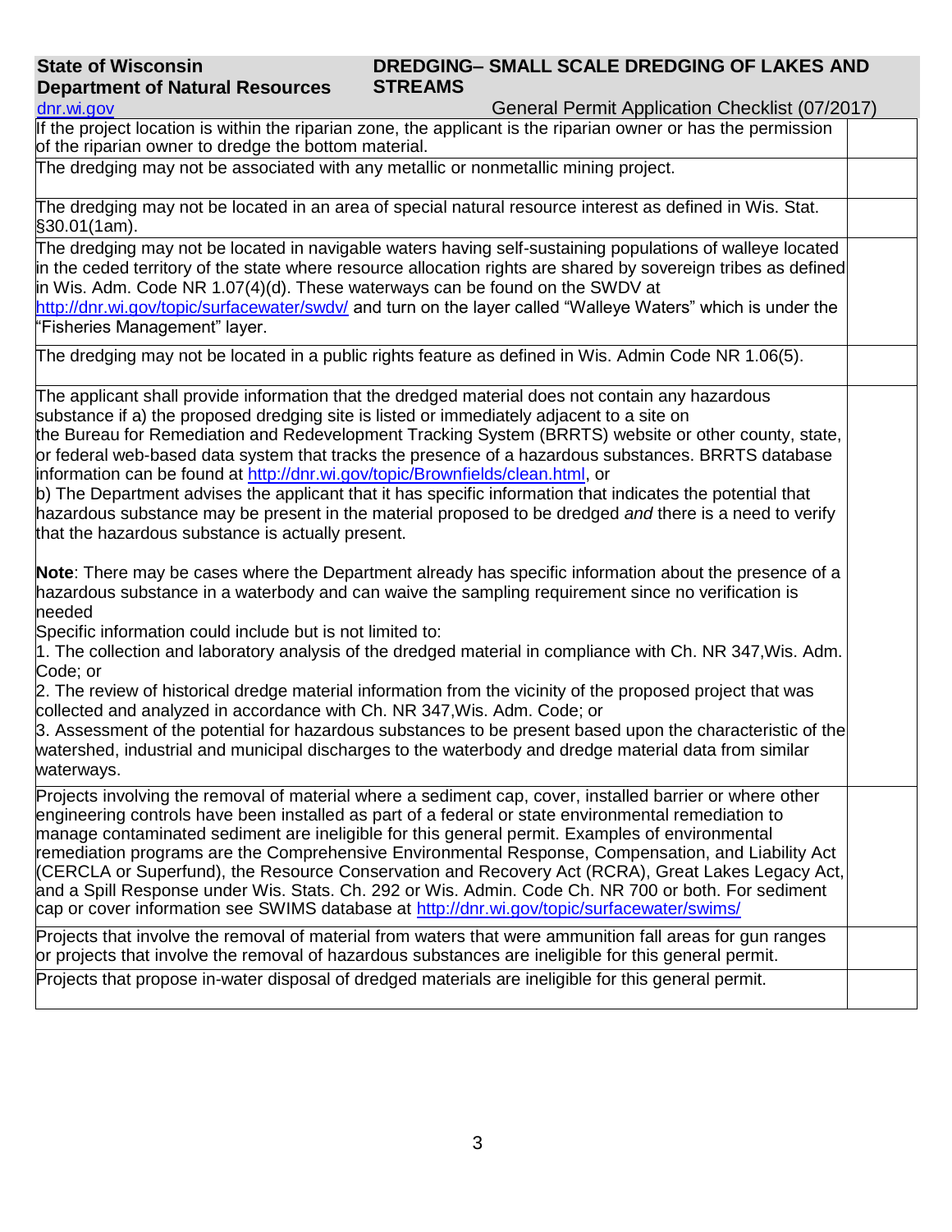State of Wisconsin
Department of Natural Resources
dnr.wi.gov

**DREDGING– SMALL SCALE DREDGING OF LAKES AND STREAMS**
General Permit Application Checklist (07/2017)

| | |
|---|---|
| If the project location is within the riparian zone, the applicant is the riparian owner or has the permission of the riparian owner to dredge the bottom material. | |
| The dredging may not be associated with any metallic or nonmetallic mining project. | |
| The dredging may not be located in an area of special natural resource interest as defined in Wis. Stat. §30.01(1am). | |
| The dredging may not be located in navigable waters having self-sustaining populations of walleye located in the ceded territory of the state where resource allocation rights are shared by sovereign tribes as defined in Wis. Adm. Code NR 1.07(4)(d). These waterways can be found on the SWDV at http://dnr.wi.gov/topic/surfacewater/swdv/ and turn on the layer called "Walleye Waters" which is under the "Fisheries Management" layer. | |
| The dredging may not be located in a public rights feature as defined in Wis. Admin Code NR 1.06(5). | |
| The applicant shall provide information that the dredged material does not contain any hazardous substance if a) the proposed dredging site is listed or immediately adjacent to a site on the Bureau for Remediation and Redevelopment Tracking System (BRRTS) website or other county, state, or federal web-based data system that tracks the presence of a hazardous substances. BRRTS database information can be found at http://dnr.wi.gov/topic/Brownfields/clean.html, or<br>b) The Department advises the applicant that it has specific information that indicates the potential that hazardous substance may be present in the material proposed to be dredged *and* there is a need to verify that the hazardous substance is actually present.<br><br>**Note**: There may be cases where the Department already has specific information about the presence of a hazardous substance in a waterbody and can waive the sampling requirement since no verification is needed<br>Specific information could include but is not limited to:<br>1. The collection and laboratory analysis of the dredged material in compliance with Ch. NR 347,Wis. Adm. Code; or<br>2. The review of historical dredge material information from the vicinity of the proposed project that was collected and analyzed in accordance with Ch. NR 347,Wis. Adm. Code; or<br>3. Assessment of the potential for hazardous substances to be present based upon the characteristic of the watershed, industrial and municipal discharges to the waterbody and dredge material data from similar waterways. | |
| Projects involving the removal of material where a sediment cap, cover, installed barrier or where other engineering controls have been installed as part of a federal or state environmental remediation to manage contaminated sediment are ineligible for this general permit. Examples of environmental remediation programs are the Comprehensive Environmental Response, Compensation, and Liability Act (CERCLA or Superfund), the Resource Conservation and Recovery Act (RCRA), Great Lakes Legacy Act, and a Spill Response under Wis. Stats. Ch. 292 or Wis. Admin. Code Ch. NR 700 or both. For sediment cap or cover information see SWIMS database at http://dnr.wi.gov/topic/surfacewater/swims/ | |
| Projects that involve the removal of material from waters that were ammunition fall areas for gun ranges or projects that involve the removal of hazardous substances are ineligible for this general permit. | |
| Projects that propose in-water disposal of dredged materials are ineligible for this general permit. | |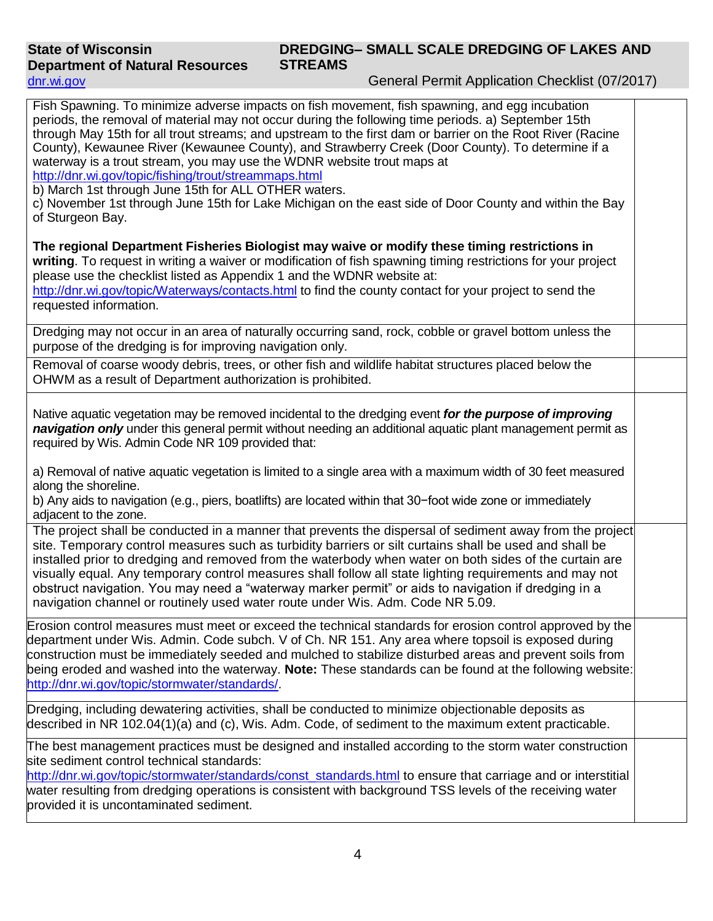| | |
|---|---|
| Fish Spawning. To minimize adverse impacts on fish movement, fish spawning, and egg incubation periods, the removal of material may not occur during the following time periods. a) September 15th through May 15th for all trout streams; and upstream to the first dam or barrier on the Root River (Racine County), Kewaunee River (Kewaunee County), and Strawberry Creek (Door County). To determine if a waterway is a trout stream, you may use the WDNR website trout maps at http://dnr.wi.gov/topic/fishing/trout/streammaps.html<br>b) March 1st through June 15th for ALL OTHER waters.<br>c) November 1st through June 15th for Lake Michigan on the east side of Door County and within the Bay of Sturgeon Bay.<br><br>**The regional Department Fisheries Biologist may waive or modify these timing restrictions in writing**. To request in writing a waiver or modification of fish spawning timing restrictions for your project please use the checklist listed as Appendix 1 and the WDNR website at: http://dnr.wi.gov/topic/Waterways/contacts.html to find the county contact for your project to send the requested information. | |
| Dredging may not occur in an area of naturally occurring sand, rock, cobble or gravel bottom unless the purpose of the dredging is for improving navigation only. | |
| Removal of coarse woody debris, trees, or other fish and wildlife habitat structures placed below the OHWM as a result of Department authorization is prohibited. | |
| Native aquatic vegetation may be removed incidental to the dredging event ***for the purpose of improving navigation only*** under this general permit without needing an additional aquatic plant management permit as required by Wis. Admin Code NR 109 provided that:<br><br>a) Removal of native aquatic vegetation is limited to a single area with a maximum width of 30 feet measured along the shoreline.<br>b) Any aids to navigation (e.g., piers, boatlifts) are located within that 30−foot wide zone or immediately adjacent to the zone. | |
| The project shall be conducted in a manner that prevents the dispersal of sediment away from the project site. Temporary control measures such as turbidity barriers or silt curtains shall be used and shall be installed prior to dredging and removed from the waterbody when water on both sides of the curtain are visually equal. Any temporary control measures shall follow all state lighting requirements and may not obstruct navigation. You may need a "waterway marker permit" or aids to navigation if dredging in a navigation channel or routinely used water route under Wis. Adm. Code NR 5.09. | |
| Erosion control measures must meet or exceed the technical standards for erosion control approved by the department under Wis. Admin. Code subch. V of Ch. NR 151. Any area where topsoil is exposed during construction must be immediately seeded and mulched to stabilize disturbed areas and prevent soils from being eroded and washed into the waterway. **Note:** These standards can be found at the following website: http://dnr.wi.gov/topic/stormwater/standards/. | |
| Dredging, including dewatering activities, shall be conducted to minimize objectionable deposits as described in NR 102.04(1)(a) and (c), Wis. Adm. Code, of sediment to the maximum extent practicable. | |
| The best management practices must be designed and installed according to the storm water construction site sediment control technical standards: http://dnr.wi.gov/topic/stormwater/standards/const_standards.html to ensure that carriage and or interstitial water resulting from dredging operations is consistent with background TSS levels of the receiving water provided it is uncontaminated sediment. | |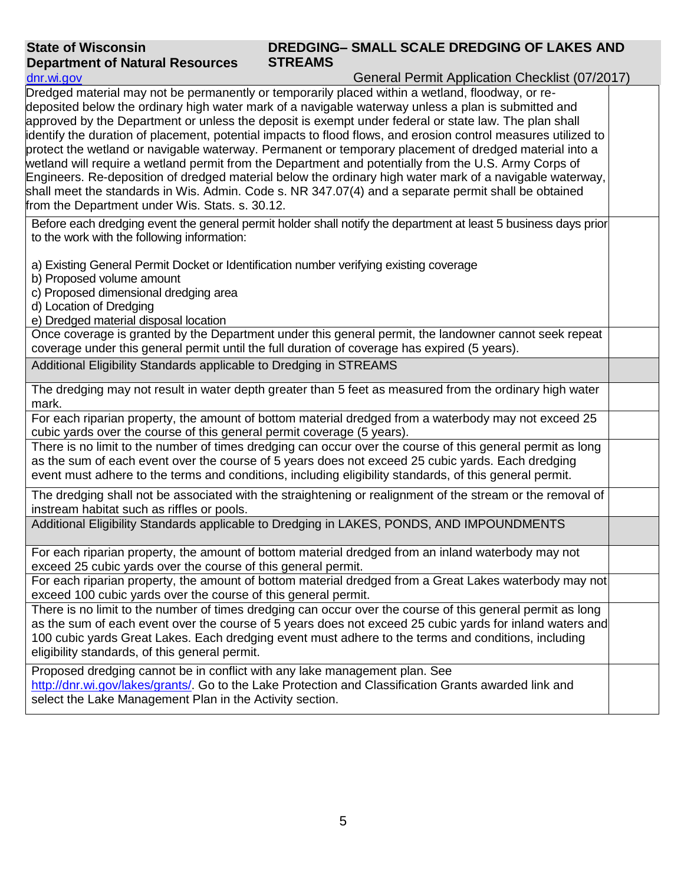State of Wisconsin
Department of Natural Resources
dnr.wi.gov

**DREDGING– SMALL SCALE DREDGING OF LAKES AND STREAMS**

General Permit Application Checklist (07/2017)

| | |
|---|---|
| Dredged material may not be permanently or temporarily placed within a wetland, floodway, or re-deposited below the ordinary high water mark of a navigable waterway unless a plan is submitted and approved by the Department or unless the deposit is exempt under federal or state law. The plan shall identify the duration of placement, potential impacts to flood flows, and erosion control measures utilized to protect the wetland or navigable waterway. Permanent or temporary placement of dredged material into a wetland will require a wetland permit from the Department and potentially from the U.S. Army Corps of Engineers. Re-deposition of dredged material below the ordinary high water mark of a navigable waterway, shall meet the standards in Wis. Admin. Code s. NR 347.07(4) and a separate permit shall be obtained from the Department under Wis. Stats. s. 30.12. | |
| Before each dredging event the general permit holder shall notify the department at least 5 business days prior to the work with the following information:<br><br>a) Existing General Permit Docket or Identification number verifying existing coverage<br>b) Proposed volume amount<br>c) Proposed dimensional dredging area<br>d) Location of Dredging<br>e) Dredged material disposal location | |
| Once coverage is granted by the Department under this general permit, the landowner cannot seek repeat coverage under this general permit until the full duration of coverage has expired (5 years). | |
| Additional Eligibility Standards applicable to Dredging in STREAMS | |
| The dredging may not result in water depth greater than 5 feet as measured from the ordinary high water mark. | |
| For each riparian property, the amount of bottom material dredged from a waterbody may not exceed 25 cubic yards over the course of this general permit coverage (5 years). | |
| There is no limit to the number of times dredging can occur over the course of this general permit as long as the sum of each event over the course of 5 years does not exceed 25 cubic yards. Each dredging event must adhere to the terms and conditions, including eligibility standards, of this general permit. | |
| The dredging shall not be associated with the straightening or realignment of the stream or the removal of instream habitat such as riffles or pools. | |
| Additional Eligibility Standards applicable to Dredging in LAKES, PONDS, AND IMPOUNDMENTS | |
| For each riparian property, the amount of bottom material dredged from an inland waterbody may not exceed 25 cubic yards over the course of this general permit. | |
| For each riparian property, the amount of bottom material dredged from a Great Lakes waterbody may not exceed 100 cubic yards over the course of this general permit. | |
| There is no limit to the number of times dredging can occur over the course of this general permit as long as the sum of each event over the course of 5 years does not exceed 25 cubic yards for inland waters and 100 cubic yards Great Lakes. Each dredging event must adhere to the terms and conditions, including eligibility standards, of this general permit. | |
| Proposed dredging cannot be in conflict with any lake management plan. See http://dnr.wi.gov/lakes/grants/. Go to the Lake Protection and Classification Grants awarded link and select the Lake Management Plan in the Activity section. | |